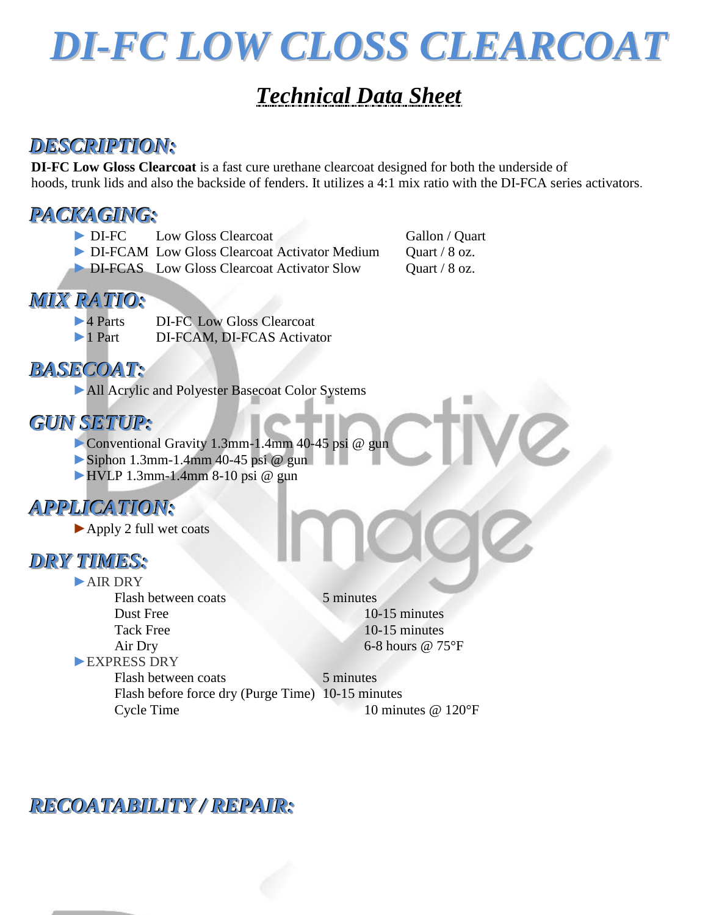# DI-FC LOW CLOSS CLEARCOAT

## Technical Data Sheet

## DESCRIPTION:

**DI-FC Low Gloss Clearcoat** is a fast cure urethane clearcoat designed for both the underside of hoods, trunk lids and also the backside of fenders. It utilizes a 4:1 mix ratio with the DI-FCA series activators.

## PACKAGING:

| | | |
|---|---|---|
| ► DI-FC | Low Gloss Clearcoat | Gallon / Quart |
| ► DI-FCAM | Low Gloss Clearcoat Activator Medium | Quart / 8 oz. |
| ► DI-FCAS | Low Gloss Clearcoat Activator Slow | Quart / 8 oz. |

## MIX RATIO:

| | |
|---|---|
| ►4 Parts | DI-FC Low Gloss Clearcoat |
| ►1 Part | DI-FCAM, DI-FCAS Activator |

## BASECOAT:

►All Acrylic and Polyester Basecoat Color Systems

## GUN SETUP:

►Conventional Gravity 1.3mm-1.4mm 40-45 psi @ gun
►Siphon 1.3mm-1.4mm 40-45 psi @ gun
►HVLP 1.3mm-1.4mm 8-10 psi @ gun

## APPLICATION:

►Apply 2 full wet coats

## DRY TIMES:

►AIR DRY

| | |
|---|---|
| Flash between coats | 5 minutes |
| Dust Free | 10-15 minutes |
| Tack Free | 10-15 minutes |
| Air Dry | 6-8 hours @ 75°F |

►EXPRESS DRY

| | |
|---|---|
| Flash between coats | 5 minutes |
| Flash before force dry (Purge Time) | 10-15 minutes |
| Cycle Time | 10 minutes @ 120°F |

## RECOATABILITY / REPAIR: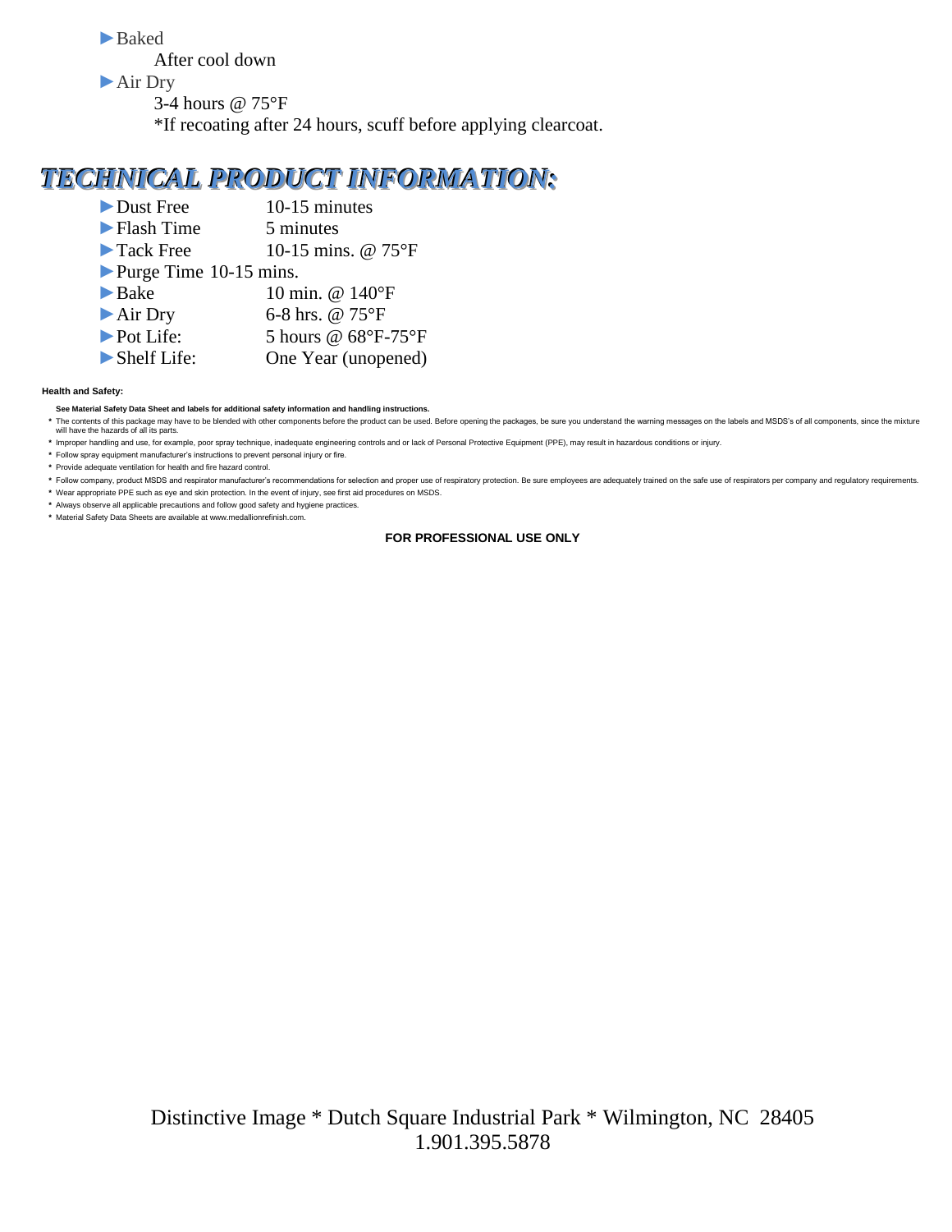- Baked

  After cool down
- Air Dry

  3-4 hours @ 75°F

  *If recoating after 24 hours, scuff before applying clearcoat.

# TECHNICAL PRODUCT INFORMATION:

- Dust Free 10-15 minutes
- Flash Time 5 minutes
- Tack Free 10-15 mins. @ 75°F
- Purge Time 10-15 mins.
- Bake 10 min. @ 140°F
- Air Dry 6-8 hrs. @ 75°F
- Pot Life: 5 hours @ 68°F-75°F
- Shelf Life: One Year (unopened)

**Health and Safety:**

**See Material Safety Data Sheet and labels for additional safety information and handling instructions.**

* The contents of this package may have to be blended with other components before the product can be used. Before opening the packages, be sure you understand the warning messages on the labels and MSDS's of all components, since the mixture will have the hazards of all its parts.
* Improper handling and use, for example, poor spray technique, inadequate engineering controls and or lack of Personal Protective Equipment (PPE), may result in hazardous conditions or injury.
* Follow spray equipment manufacturer's instructions to prevent personal injury or fire.
* Provide adequate ventilation for health and fire hazard control.
* Follow company, product MSDS and respirator manufacturer's recommendations for selection and proper use of respiratory protection. Be sure employees are adequately trained on the safe use of respirators per company and regulatory requirements.
* Wear appropriate PPE such as eye and skin protection. In the event of injury, see first aid procedures on MSDS.
* Always observe all applicable precautions and follow good safety and hygiene practices.
* Material Safety Data Sheets are available at www.medallionrefinish.com.

**FOR PROFESSIONAL USE ONLY**

Distinctive Image * Dutch Square Industrial Park * Wilmington, NC 28405
1.901.395.5878